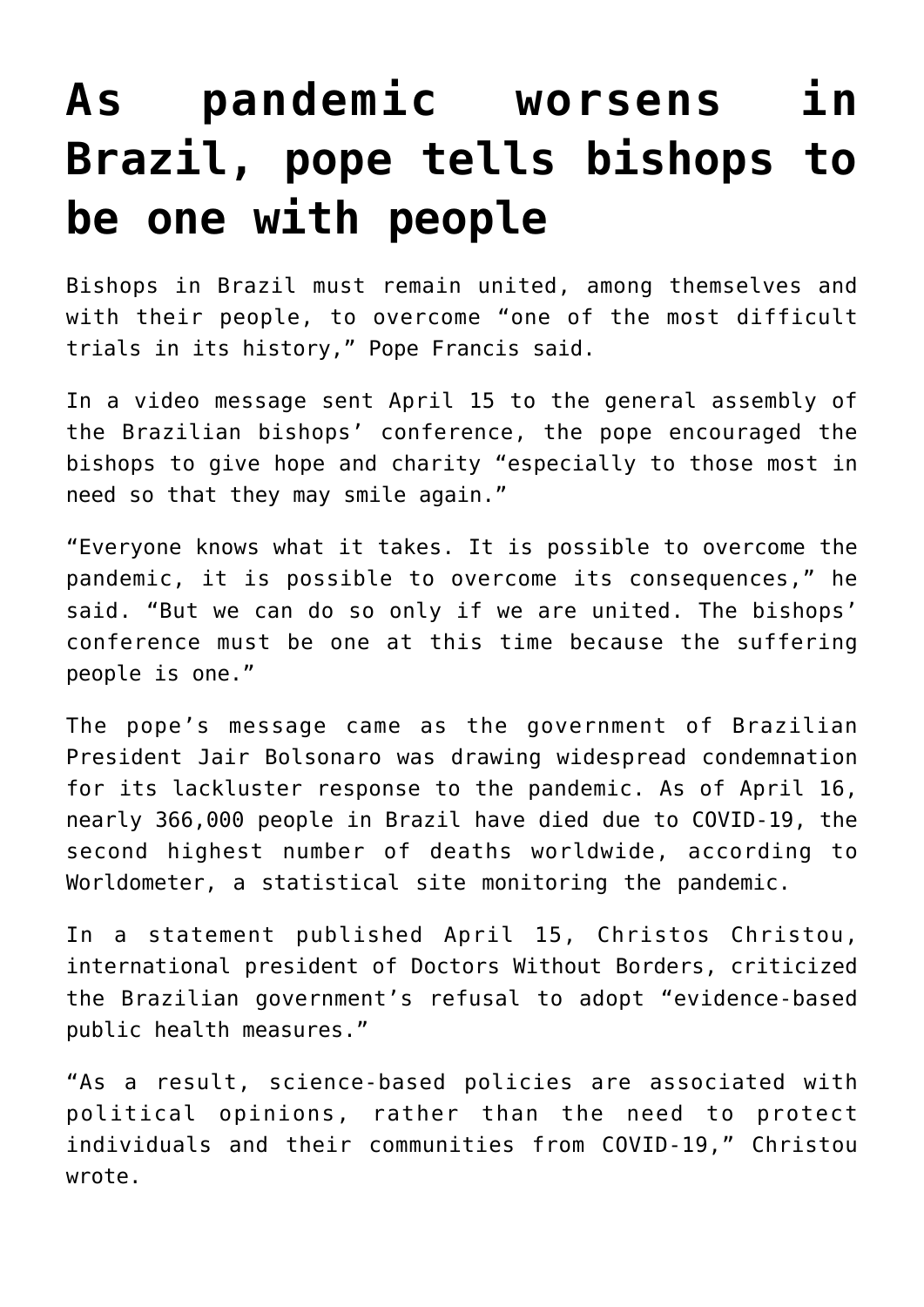# As pandemic worsens in Brazil, pope tells bishops to be one with people

Bishops in Brazil must remain united, among themselves and with their people, to overcome "one of the most difficult trials in its history," Pope Francis said.

In a video message sent April 15 to the general assembly of the Brazilian bishops' conference, the pope encouraged the bishops to give hope and charity "especially to those most in need so that they may smile again."

"Everyone knows what it takes. It is possible to overcome the pandemic, it is possible to overcome its consequences," he said. "But we can do so only if we are united. The bishops' conference must be one at this time because the suffering people is one."

The pope's message came as the government of Brazilian President Jair Bolsonaro was drawing widespread condemnation for its lackluster response to the pandemic. As of April 16, nearly 366,000 people in Brazil have died due to COVID-19, the second highest number of deaths worldwide, according to Worldometer, a statistical site monitoring the pandemic.

In a statement published April 15, Christos Christou, international president of Doctors Without Borders, criticized the Brazilian government's refusal to adopt "evidence-based public health measures."

"As a result, science-based policies are associated with political opinions, rather than the need to protect individuals and their communities from COVID-19," Christou wrote.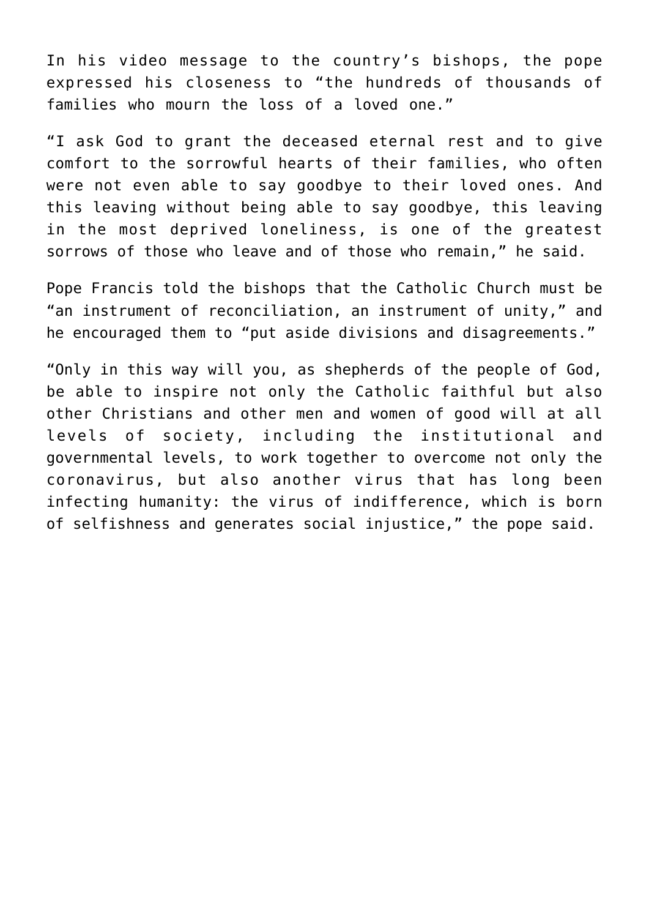In his video message to the country's bishops, the pope expressed his closeness to "the hundreds of thousands of families who mourn the loss of a loved one."

"I ask God to grant the deceased eternal rest and to give comfort to the sorrowful hearts of their families, who often were not even able to say goodbye to their loved ones. And this leaving without being able to say goodbye, this leaving in the most deprived loneliness, is one of the greatest sorrows of those who leave and of those who remain," he said.

Pope Francis told the bishops that the Catholic Church must be "an instrument of reconciliation, an instrument of unity," and he encouraged them to "put aside divisions and disagreements."

"Only in this way will you, as shepherds of the people of God, be able to inspire not only the Catholic faithful but also other Christians and other men and women of good will at all levels of society, including the institutional and governmental levels, to work together to overcome not only the coronavirus, but also another virus that has long been infecting humanity: the virus of indifference, which is born of selfishness and generates social injustice," the pope said.